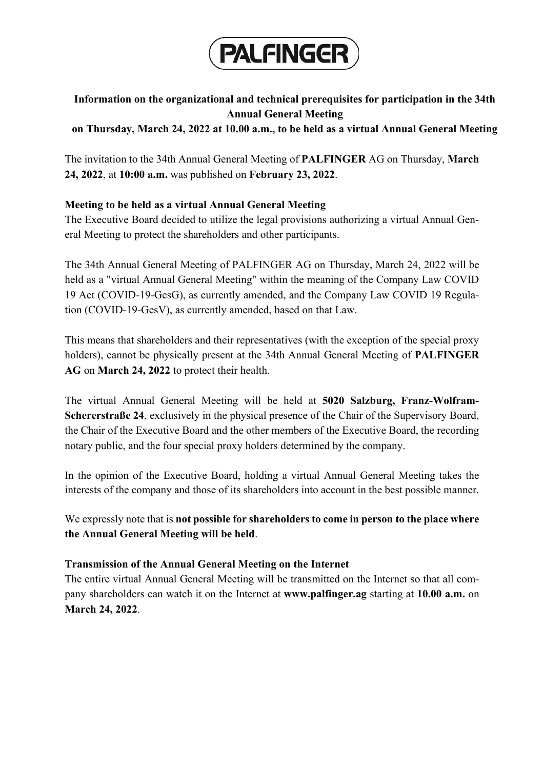PALFINGER

# Information on the organizational and technical prerequisites for participation in the 34th Annual General Meeting on Thursday, March 24, 2022 at 10.00 a.m., to be held as a virtual Annual General Meeting

The invitation to the 34th Annual General Meeting of **PALFINGER** AG on Thursday, **March 24, 2022**, at **10:00 a.m.** was published on **February 23, 2022**.

## Meeting to be held as a virtual Annual General Meeting

The Executive Board decided to utilize the legal provisions authorizing a virtual Annual General Meeting to protect the shareholders and other participants.

The 34th Annual General Meeting of PALFINGER AG on Thursday, March 24, 2022 will be held as a "virtual Annual General Meeting" within the meaning of the Company Law COVID 19 Act (COVID-19-GesG), as currently amended, and the Company Law COVID 19 Regulation (COVID-19-GesV), as currently amended, based on that Law.

This means that shareholders and their representatives (with the exception of the special proxy holders), cannot be physically present at the 34th Annual General Meeting of **PALFINGER AG** on **March 24, 2022** to protect their health.

The virtual Annual General Meeting will be held at **5020 Salzburg, Franz-Wolfram-Schererstraße 24**, exclusively in the physical presence of the Chair of the Supervisory Board, the Chair of the Executive Board and the other members of the Executive Board, the recording notary public, and the four special proxy holders determined by the company.

In the opinion of the Executive Board, holding a virtual Annual General Meeting takes the interests of the company and those of its shareholders into account in the best possible manner.

We expressly note that is **not possible for shareholders to come in person to the place where the Annual General Meeting will be held**.

## Transmission of the Annual General Meeting on the Internet

The entire virtual Annual General Meeting will be transmitted on the Internet so that all company shareholders can watch it on the Internet at **www.palfinger.ag** starting at **10.00 a.m.** on **March 24, 2022**.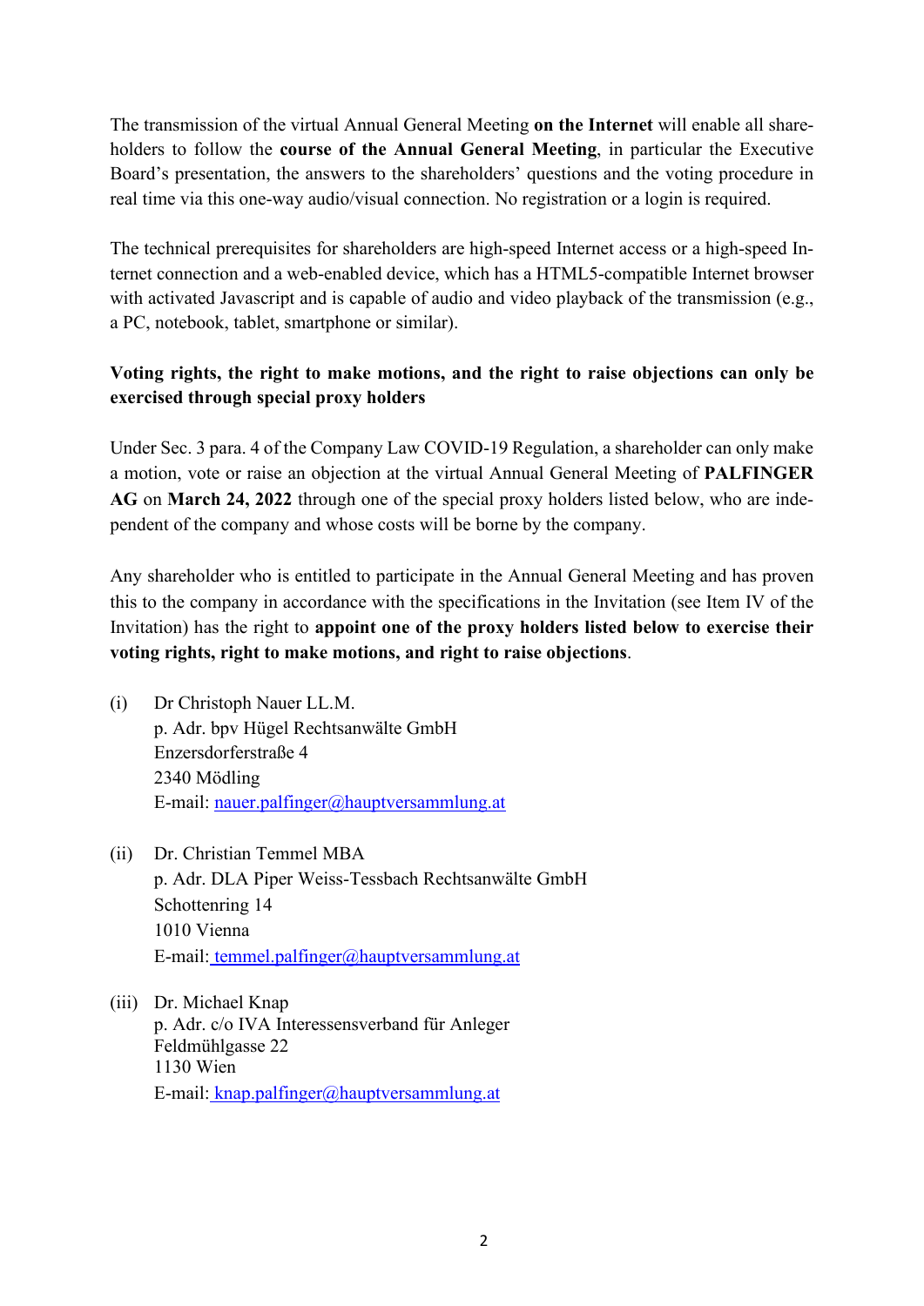The transmission of the virtual Annual General Meeting **on the Internet** will enable all shareholders to follow the **course of the Annual General Meeting**, in particular the Executive Board's presentation, the answers to the shareholders' questions and the voting procedure in real time via this one-way audio/visual connection. No registration or a login is required.

The technical prerequisites for shareholders are high-speed Internet access or a high-speed Internet connection and a web-enabled device, which has a HTML5-compatible Internet browser with activated Javascript and is capable of audio and video playback of the transmission (e.g., a PC, notebook, tablet, smartphone or similar).

**Voting rights, the right to make motions, and the right to raise objections can only be exercised through special proxy holders**

Under Sec. 3 para. 4 of the Company Law COVID-19 Regulation, a shareholder can only make a motion, vote or raise an objection at the virtual Annual General Meeting of **PALFINGER AG** on **March 24, 2022** through one of the special proxy holders listed below, who are independent of the company and whose costs will be borne by the company.

Any shareholder who is entitled to participate in the Annual General Meeting and has proven this to the company in accordance with the specifications in the Invitation (see Item IV of the Invitation) has the right to **appoint one of the proxy holders listed below to exercise their voting rights, right to make motions, and right to raise objections**.

(i) Dr Christoph Nauer LL.M.
p. Adr. bpv Hügel Rechtsanwälte GmbH
Enzersdorferstraße 4
2340 Mödling
E-mail: nauer.palfinger@hauptversammlung.at

(ii) Dr. Christian Temmel MBA
p. Adr. DLA Piper Weiss-Tessbach Rechtsanwälte GmbH
Schottenring 14
1010 Vienna
E-mail: temmel.palfinger@hauptversammlung.at

(iii) Dr. Michael Knap
p. Adr. c/o IVA Interessensverband für Anleger
Feldmühlgasse 22
1130 Wien
E-mail: knap.palfinger@hauptversammlung.at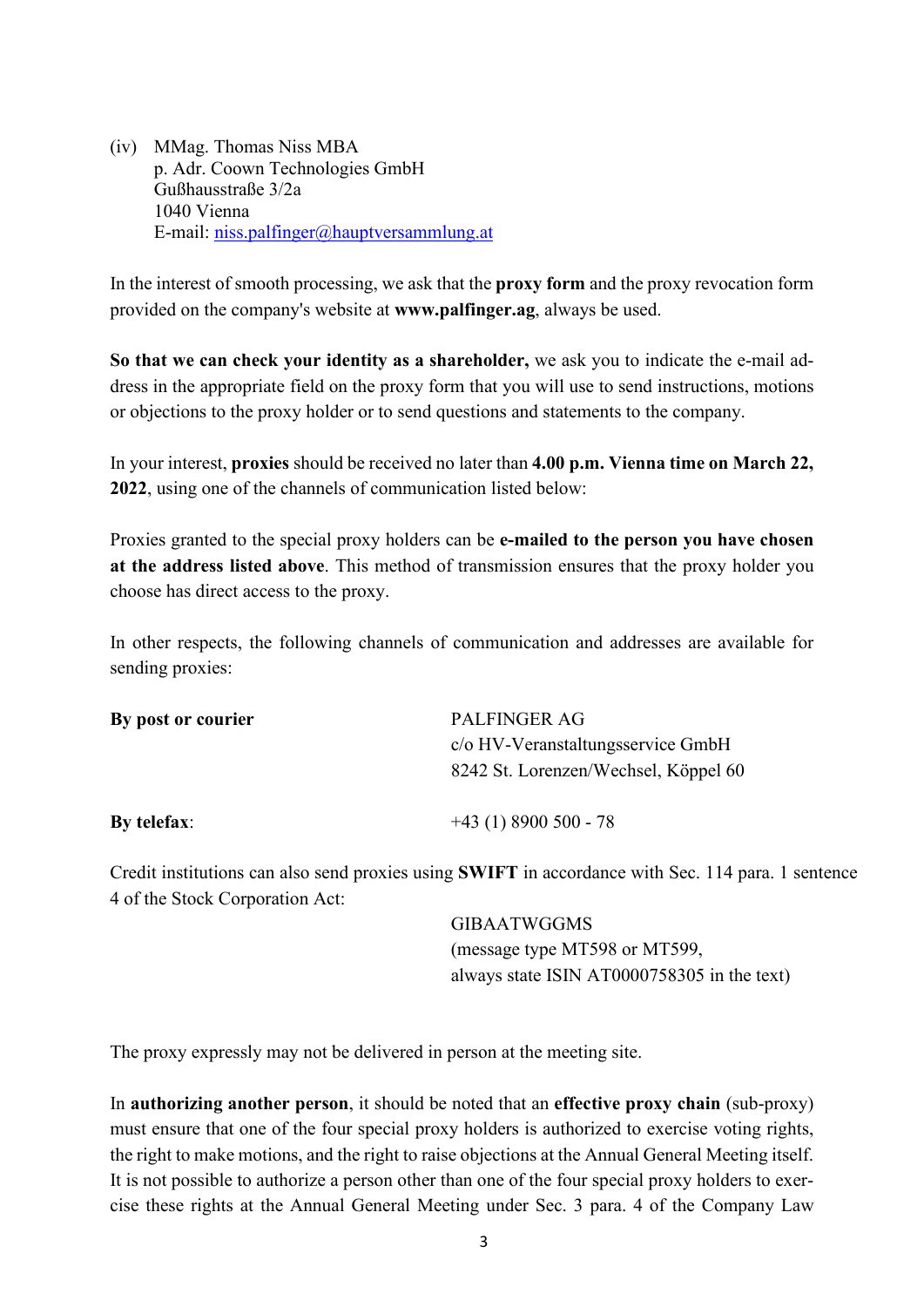(iv) MMag. Thomas Niss MBA
p. Adr. Coown Technologies GmbH
Gußhausstraße 3/2a
1040 Vienna
E-mail: niss.palfinger@hauptversammlung.at

In the interest of smooth processing, we ask that the **proxy form** and the proxy revocation form provided on the company's website at **www.palfinger.ag**, always be used.

**So that we can check your identity as a shareholder,** we ask you to indicate the e-mail address in the appropriate field on the proxy form that you will use to send instructions, motions or objections to the proxy holder or to send questions and statements to the company.

In your interest, **proxies** should be received no later than **4.00 p.m. Vienna time on March 22, 2022**, using one of the channels of communication listed below:

Proxies granted to the special proxy holders can be **e-mailed to the person you have chosen at the address listed above**. This method of transmission ensures that the proxy holder you choose has direct access to the proxy.

In other respects, the following channels of communication and addresses are available for sending proxies:

| | |
|---|---|
| **By post or courier** | PALFINGER AG<br>c/o HV-Veranstaltungsservice GmbH<br>8242 St. Lorenzen/Wechsel, Köppel 60 |
| **By telefax**: | +43 (1) 8900 500 - 78 |

Credit institutions can also send proxies using **SWIFT** in accordance with Sec. 114 para. 1 sentence 4 of the Stock Corporation Act:

GIBAATWGGMS
(message type MT598 or MT599,
always state ISIN AT0000758305 in the text)

The proxy expressly may not be delivered in person at the meeting site.

In **authorizing another person**, it should be noted that an **effective proxy chain** (sub-proxy) must ensure that one of the four special proxy holders is authorized to exercise voting rights, the right to make motions, and the right to raise objections at the Annual General Meeting itself. It is not possible to authorize a person other than one of the four special proxy holders to exercise these rights at the Annual General Meeting under Sec. 3 para. 4 of the Company Law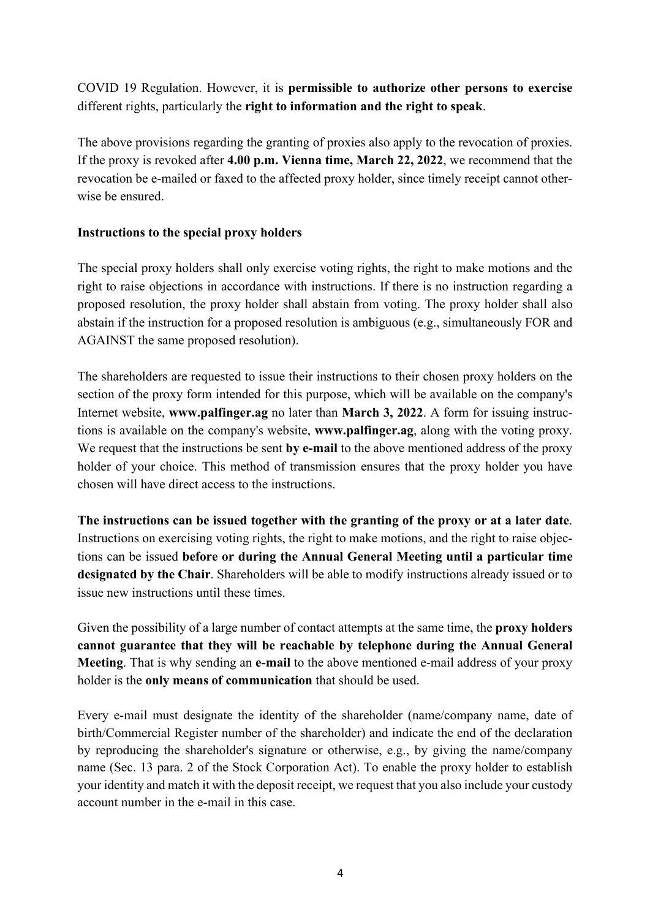COVID 19 Regulation. However, it is **permissible to authorize other persons to exercise** different rights, particularly the **right to information and the right to speak**.

The above provisions regarding the granting of proxies also apply to the revocation of proxies. If the proxy is revoked after **4.00 p.m. Vienna time, March 22, 2022**, we recommend that the revocation be e-mailed or faxed to the affected proxy holder, since timely receipt cannot otherwise be ensured.

**Instructions to the special proxy holders**

The special proxy holders shall only exercise voting rights, the right to make motions and the right to raise objections in accordance with instructions. If there is no instruction regarding a proposed resolution, the proxy holder shall abstain from voting. The proxy holder shall also abstain if the instruction for a proposed resolution is ambiguous (e.g., simultaneously FOR and AGAINST the same proposed resolution).

The shareholders are requested to issue their instructions to their chosen proxy holders on the section of the proxy form intended for this purpose, which will be available on the company's Internet website, **www.palfinger.ag** no later than **March 3, 2022**. A form for issuing instructions is available on the company's website, **www.palfinger.ag**, along with the voting proxy. We request that the instructions be sent **by e-mail** to the above mentioned address of the proxy holder of your choice. This method of transmission ensures that the proxy holder you have chosen will have direct access to the instructions.

**The instructions can be issued together with the granting of the proxy or at a later date**. Instructions on exercising voting rights, the right to make motions, and the right to raise objections can be issued **before or during the Annual General Meeting until a particular time designated by the Chair**. Shareholders will be able to modify instructions already issued or to issue new instructions until these times.

Given the possibility of a large number of contact attempts at the same time, the **proxy holders cannot guarantee that they will be reachable by telephone during the Annual General Meeting**. That is why sending an **e-mail** to the above mentioned e-mail address of your proxy holder is the **only means of communication** that should be used.

Every e-mail must designate the identity of the shareholder (name/company name, date of birth/Commercial Register number of the shareholder) and indicate the end of the declaration by reproducing the shareholder's signature or otherwise, e.g., by giving the name/company name (Sec. 13 para. 2 of the Stock Corporation Act). To enable the proxy holder to establish your identity and match it with the deposit receipt, we request that you also include your custody account number in the e-mail in this case.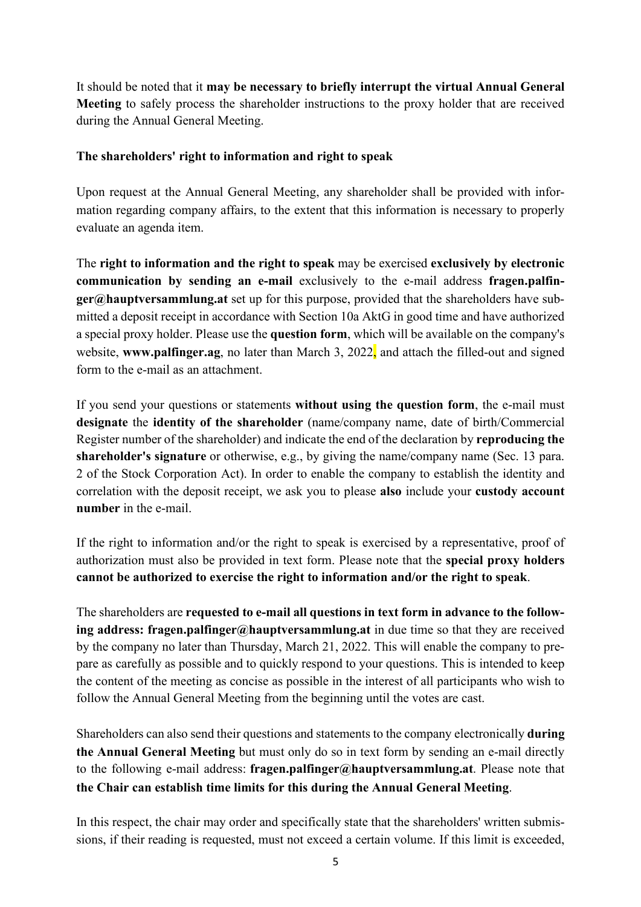It should be noted that it **may be necessary to briefly interrupt the virtual Annual General Meeting** to safely process the shareholder instructions to the proxy holder that are received during the Annual General Meeting.

**The shareholders' right to information and right to speak**

Upon request at the Annual General Meeting, any shareholder shall be provided with information regarding company affairs, to the extent that this information is necessary to properly evaluate an agenda item.

The **right to information and the right to speak** may be exercised **exclusively by electronic communication by sending an e-mail** exclusively to the e-mail address **fragen.palfinger@hauptversammlung.at** set up for this purpose, provided that the shareholders have submitted a deposit receipt in accordance with Section 10a AktG in good time and have authorized a special proxy holder. Please use the **question form**, which will be available on the company's website, **www.palfinger.ag**, no later than March 3, 2022, and attach the filled-out and signed form to the e-mail as an attachment.

If you send your questions or statements **without using the question form**, the e-mail must **designate** the **identity of the shareholder** (name/company name, date of birth/Commercial Register number of the shareholder) and indicate the end of the declaration by **reproducing the shareholder's signature** or otherwise, e.g., by giving the name/company name (Sec. 13 para. 2 of the Stock Corporation Act). In order to enable the company to establish the identity and correlation with the deposit receipt, we ask you to please **also** include your **custody account number** in the e-mail.

If the right to information and/or the right to speak is exercised by a representative, proof of authorization must also be provided in text form. Please note that the **special proxy holders cannot be authorized to exercise the right to information and/or the right to speak**.

The shareholders are **requested to e-mail all questions in text form in advance to the following address: fragen.palfinger@hauptversammlung.at** in due time so that they are received by the company no later than Thursday, March 21, 2022. This will enable the company to prepare as carefully as possible and to quickly respond to your questions. This is intended to keep the content of the meeting as concise as possible in the interest of all participants who wish to follow the Annual General Meeting from the beginning until the votes are cast.

Shareholders can also send their questions and statements to the company electronically **during the Annual General Meeting** but must only do so in text form by sending an e-mail directly to the following e-mail address: **fragen.palfinger@hauptversammlung.at**. Please note that **the Chair can establish time limits for this during the Annual General Meeting**.

In this respect, the chair may order and specifically state that the shareholders' written submissions, if their reading is requested, must not exceed a certain volume. If this limit is exceeded,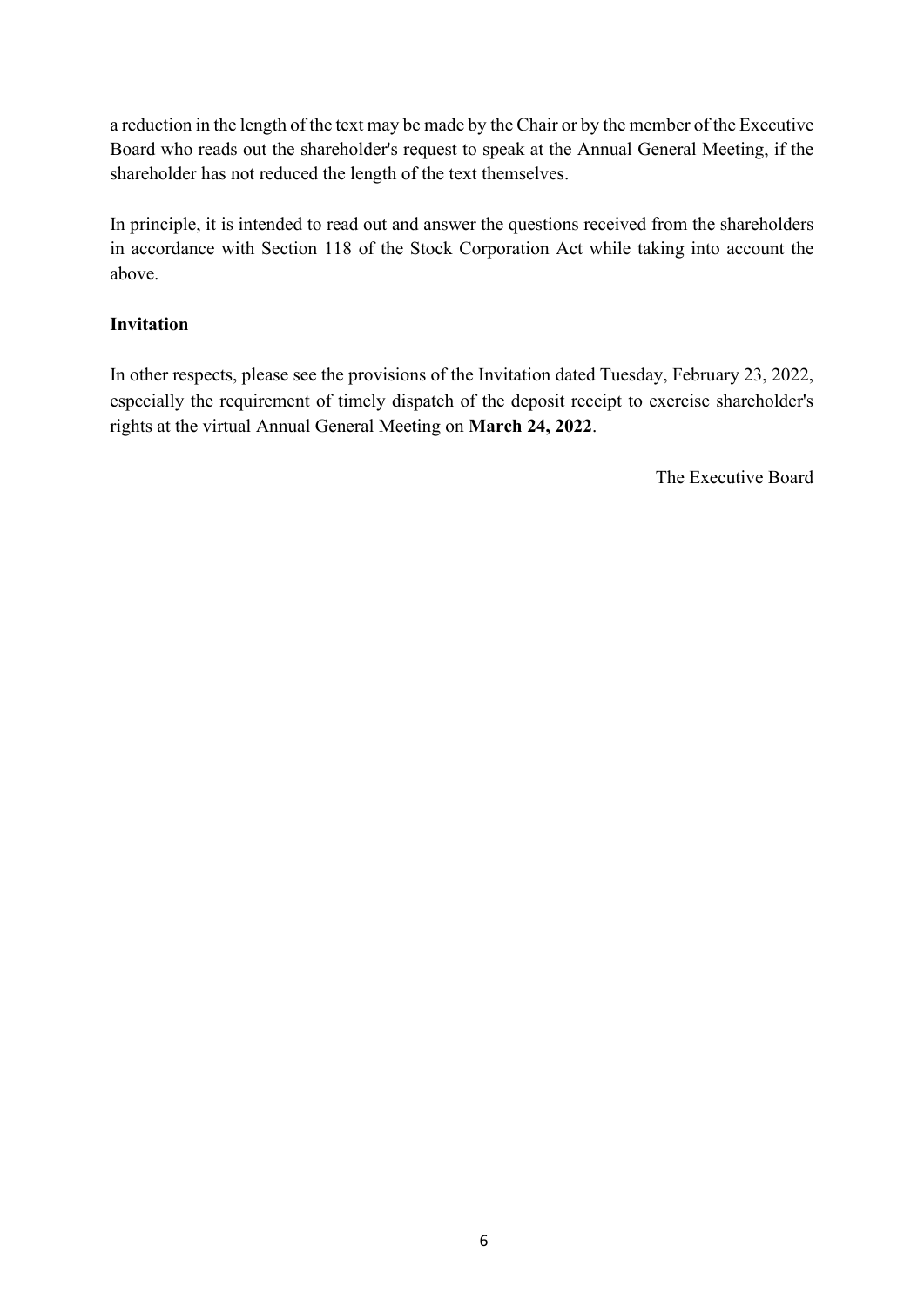a reduction in the length of the text may be made by the Chair or by the member of the Executive Board who reads out the shareholder's request to speak at the Annual General Meeting, if the shareholder has not reduced the length of the text themselves.

In principle, it is intended to read out and answer the questions received from the shareholders in accordance with Section 118 of the Stock Corporation Act while taking into account the above.

**Invitation**

In other respects, please see the provisions of the Invitation dated Tuesday, February 23, 2022, especially the requirement of timely dispatch of the deposit receipt to exercise shareholder's rights at the virtual Annual General Meeting on **March 24, 2022**.

The Executive Board